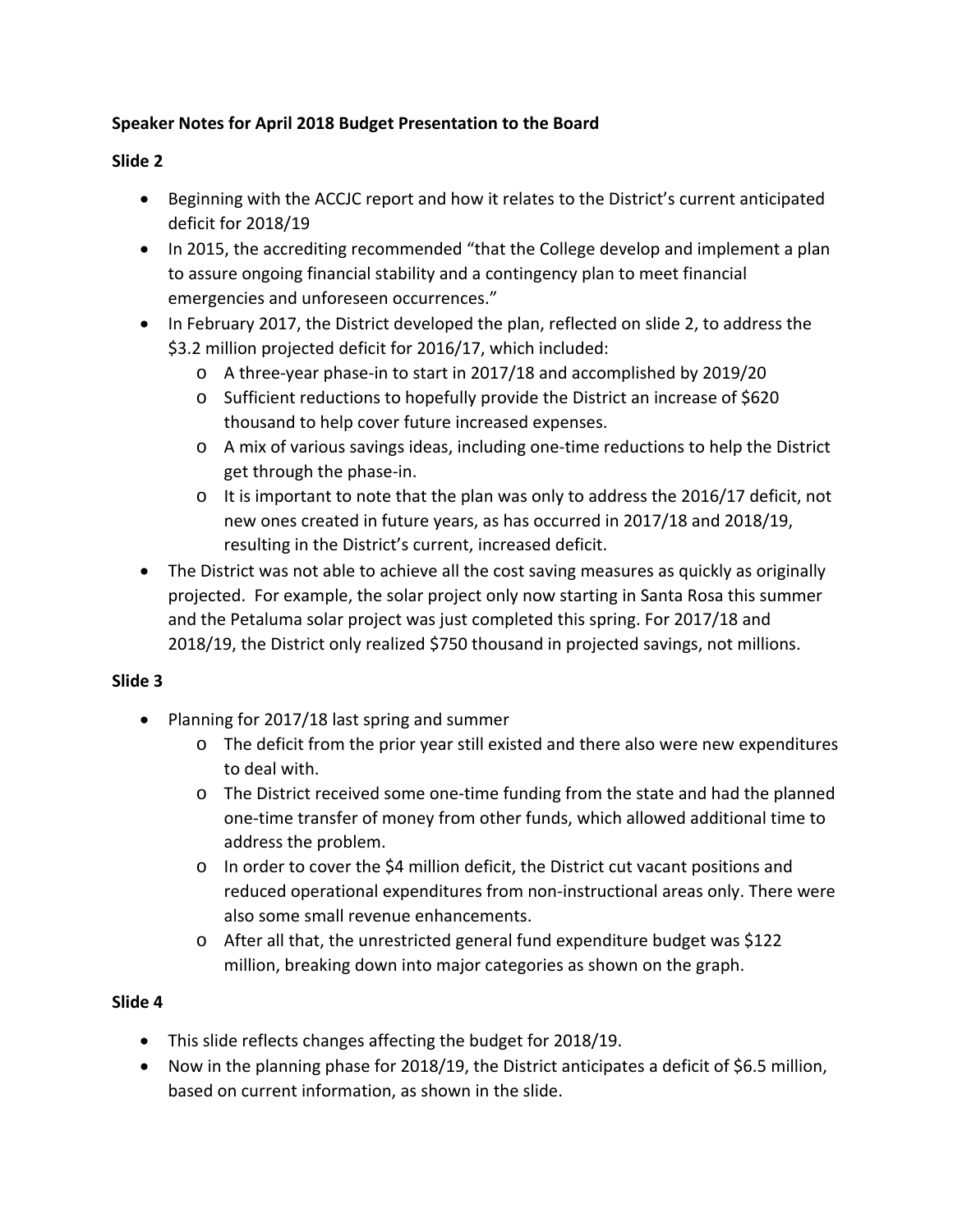**Speaker Notes for April 2018 Budget Presentation to the Board**

**Slide 2**

- Beginning with the ACCJC report and how it relates to the District's current anticipated deficit for 2018/19
- In 2015, the accrediting recommended "that the College develop and implement a plan to assure ongoing financial stability and a contingency plan to meet financial emergencies and unforeseen occurrences."
- In February 2017, the District developed the plan, reflected on slide 2, to address the $3.2 million projected deficit for 2016/17, which included:
  - A three-year phase-in to start in 2017/18 and accomplished by 2019/20
  - Sufficient reductions to hopefully provide the District an increase of $620 thousand to help cover future increased expenses.
  - A mix of various savings ideas, including one-time reductions to help the District get through the phase-in.
  - It is important to note that the plan was only to address the 2016/17 deficit, not new ones created in future years, as has occurred in 2017/18 and 2018/19, resulting in the District's current, increased deficit.
- The District was not able to achieve all the cost saving measures as quickly as originally projected. For example, the solar project only now starting in Santa Rosa this summer and the Petaluma solar project was just completed this spring. For 2017/18 and 2018/19, the District only realized $750 thousand in projected savings, not millions.

**Slide 3**

- Planning for 2017/18 last spring and summer
  - The deficit from the prior year still existed and there also were new expenditures to deal with.
  - The District received some one-time funding from the state and had the planned one-time transfer of money from other funds, which allowed additional time to address the problem.
  - In order to cover the $4 million deficit, the District cut vacant positions and reduced operational expenditures from non-instructional areas only. There were also some small revenue enhancements.
  - After all that, the unrestricted general fund expenditure budget was $122 million, breaking down into major categories as shown on the graph.

**Slide 4**

- This slide reflects changes affecting the budget for 2018/19.
- Now in the planning phase for 2018/19, the District anticipates a deficit of $6.5 million, based on current information, as shown in the slide.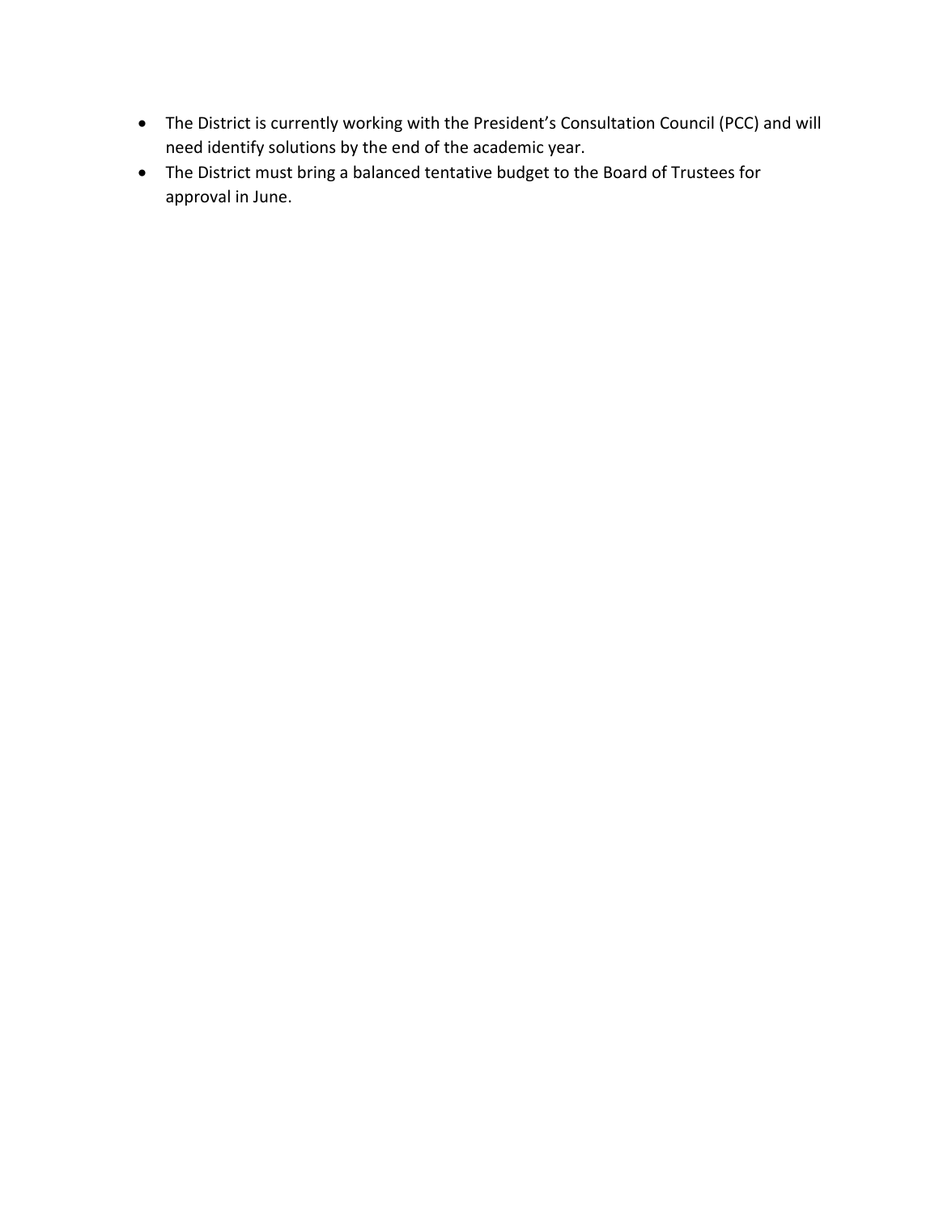- The District is currently working with the President's Consultation Council (PCC) and will need identify solutions by the end of the academic year.
- The District must bring a balanced tentative budget to the Board of Trustees for approval in June.